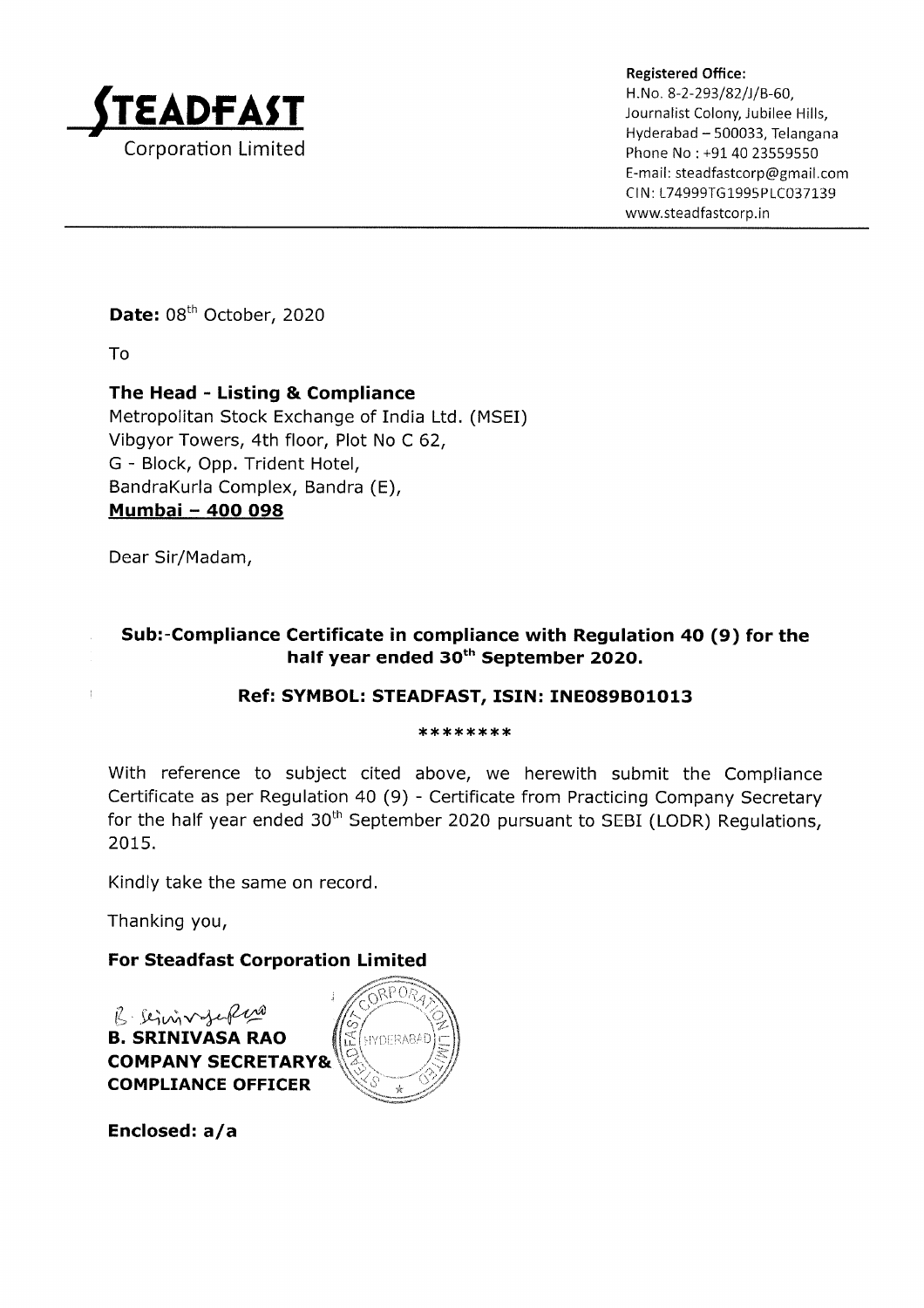**STEADFAST**
Corporation Limited

**Registered Office:**
H.No. 8-2-293/82/J/B-60,
Journalist Colony, Jubilee Hills,
Hyderabad – 500033, Telangana
Phone No : +91 40 23559550
E-mail: steadfastcorp@gmail.com
CIN: L74999TG1995PLC037139
www.steadfastcorp.in

---

**Date:** 08th October, 2020

To

**The Head - Listing & Compliance**
Metropolitan Stock Exchange of India Ltd. (MSEI)
Vibgyor Towers, 4th floor, Plot No C 62,
G - Block, Opp. Trident Hotel,
BandraKurla Complex, Bandra (E),
**Mumbai – 400 098**

Dear Sir/Madam,

**Sub:-Compliance Certificate in compliance with Regulation 40 (9) for the half year ended 30th September 2020.**

**Ref: SYMBOL: STEADFAST, ISIN: INE089B01013**

********

With reference to subject cited above, we herewith submit the Compliance Certificate as per Regulation 40 (9) - Certificate from Practicing Company Secretary for the half year ended 30th September 2020 pursuant to SEBI (LODR) Regulations, 2015.

Kindly take the same on record.

Thanking you,

**For Steadfast Corporation Limited**

**B. SRINIVASA RAO**
**COMPANY SECRETARY&**
**COMPLIANCE OFFICER**

**Enclosed: a/a**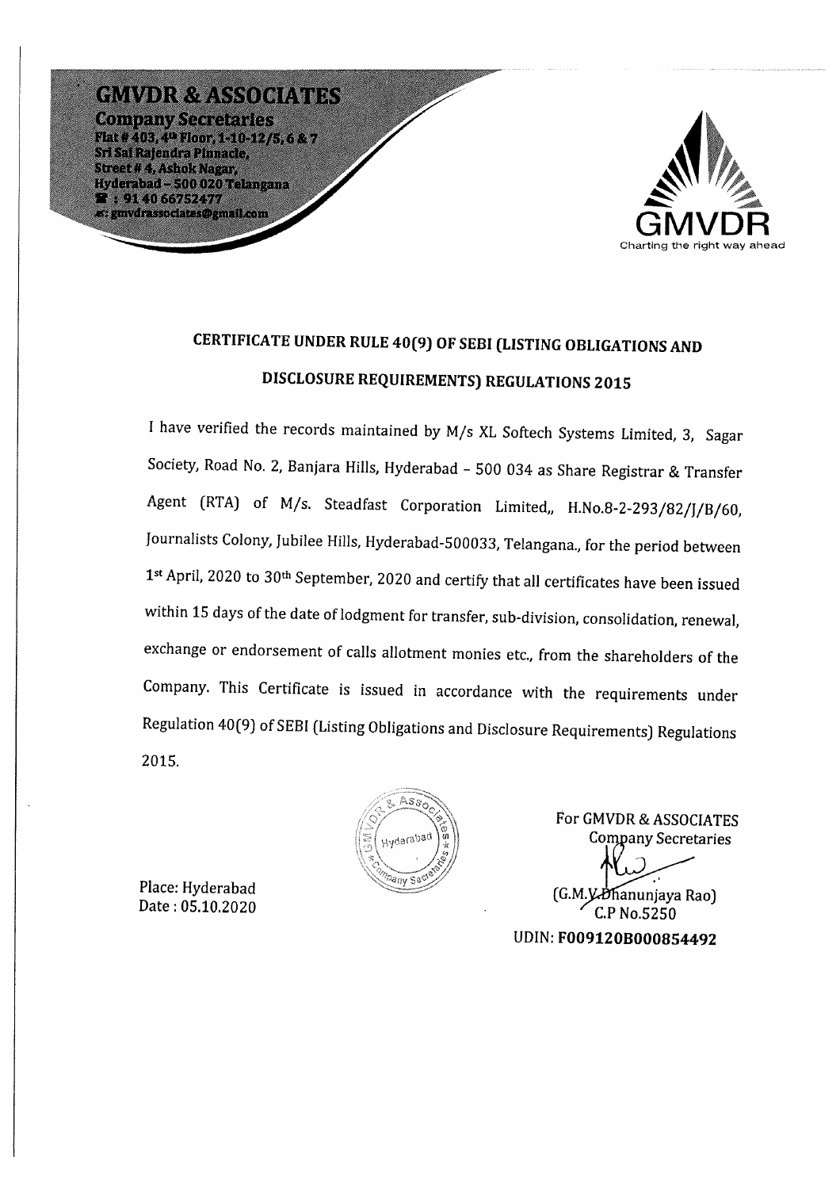**GMVDR & ASSOCIATES**

**Company Secretaries**

Flat # 403, 4th Floor, 1-10-12/5, 6 & 7
Sri Sai Rajendra Pinnacle,
Street # 4, Ashok Nagar,
Hyderabad - 500 020 Telangana
☎ : 91 40 66752477
✉: gmvdrassociates@gmail.com

GMVDR
Charting the right way ahead

## CERTIFICATE UNDER RULE 40(9) OF SEBI (LISTING OBLIGATIONS AND DISCLOSURE REQUIREMENTS) REGULATIONS 2015

I have verified the records maintained by M/s XL Softech Systems Limited, 3, Sagar Society, Road No. 2, Banjara Hills, Hyderabad – 500 034 as Share Registrar & Transfer Agent (RTA) of M/s. Steadfast Corporation Limited,, H.No.8-2-293/82/J/B/60, Journalists Colony, Jubilee Hills, Hyderabad-500033, Telangana., for the period between 1st April, 2020 to 30th September, 2020 and certify that all certificates have been issued within 15 days of the date of lodgment for transfer, sub-division, consolidation, renewal, exchange or endorsement of calls allotment monies etc., from the shareholders of the Company. This Certificate is issued in accordance with the requirements under Regulation 40(9) of SEBI (Listing Obligations and Disclosure Requirements) Regulations 2015.

Place: Hyderabad
Date : 05.10.2020

For GMVDR & ASSOCIATES
Company Secretaries

(G.M.V.Dhanunjaya Rao)
C.P No.5250

UDIN: **F009120B000854492**